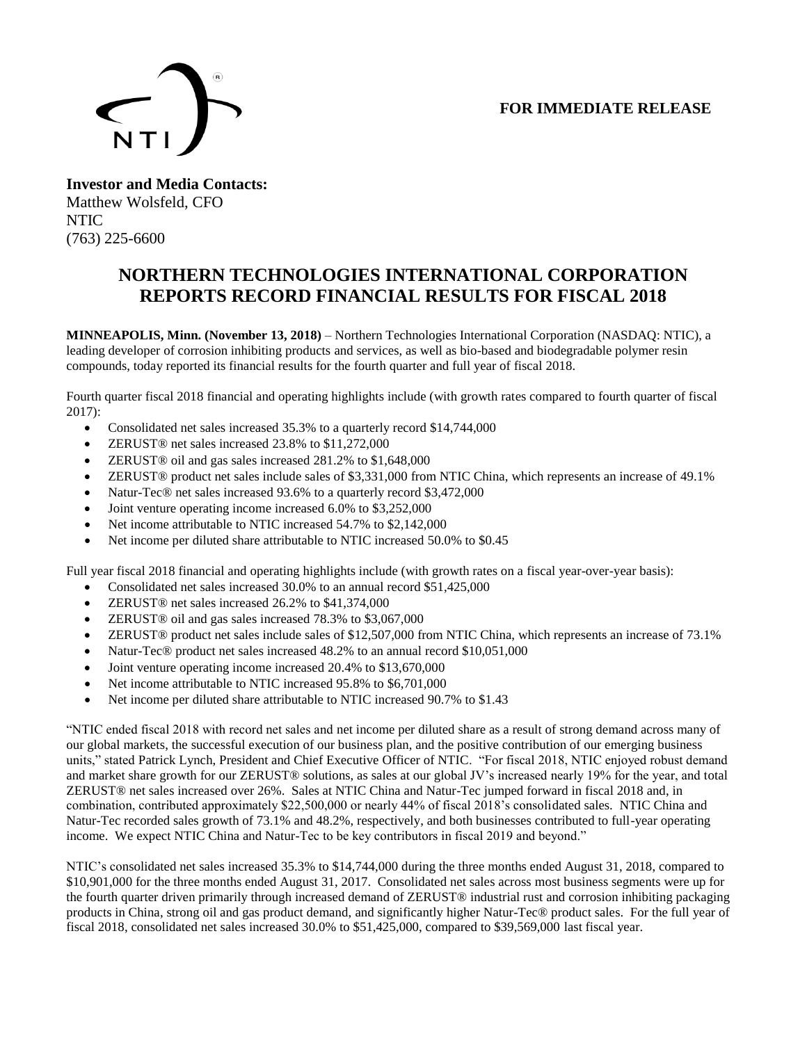**FOR IMMEDIATE RELEASE**

**Investor and Media Contacts:**
Matthew Wolsfeld, CFO
NTIC
(763) 225-6600

# NORTHERN TECHNOLOGIES INTERNATIONAL CORPORATION REPORTS RECORD FINANCIAL RESULTS FOR FISCAL 2018

**MINNEAPOLIS, Minn. (November 13, 2018)** – Northern Technologies International Corporation (NASDAQ: NTIC), a leading developer of corrosion inhibiting products and services, as well as bio-based and biodegradable polymer resin compounds, today reported its financial results for the fourth quarter and full year of fiscal 2018.

Fourth quarter fiscal 2018 financial and operating highlights include (with growth rates compared to fourth quarter of fiscal 2017):

- Consolidated net sales increased 35.3% to a quarterly record $14,744,000
- ZERUST® net sales increased 23.8% to $11,272,000
- ZERUST® oil and gas sales increased 281.2% to $1,648,000
- ZERUST® product net sales include sales of $3,331,000 from NTIC China, which represents an increase of 49.1%
- Natur-Tec® net sales increased 93.6% to a quarterly record $3,472,000
- Joint venture operating income increased 6.0% to $3,252,000
- Net income attributable to NTIC increased 54.7% to $2,142,000
- Net income per diluted share attributable to NTIC increased 50.0% to $0.45

Full year fiscal 2018 financial and operating highlights include (with growth rates on a fiscal year-over-year basis):

- Consolidated net sales increased 30.0% to an annual record $51,425,000
- ZERUST® net sales increased 26.2% to $41,374,000
- ZERUST® oil and gas sales increased 78.3% to $3,067,000
- ZERUST® product net sales include sales of $12,507,000 from NTIC China, which represents an increase of 73.1%
- Natur-Tec® product net sales increased 48.2% to an annual record $10,051,000
- Joint venture operating income increased 20.4% to $13,670,000
- Net income attributable to NTIC increased 95.8% to $6,701,000
- Net income per diluted share attributable to NTIC increased 90.7% to $1.43

"NTIC ended fiscal 2018 with record net sales and net income per diluted share as a result of strong demand across many of our global markets, the successful execution of our business plan, and the positive contribution of our emerging business units," stated Patrick Lynch, President and Chief Executive Officer of NTIC. "For fiscal 2018, NTIC enjoyed robust demand and market share growth for our ZERUST® solutions, as sales at our global JV's increased nearly 19% for the year, and total ZERUST® net sales increased over 26%. Sales at NTIC China and Natur-Tec jumped forward in fiscal 2018 and, in combination, contributed approximately $22,500,000 or nearly 44% of fiscal 2018's consolidated sales. NTIC China and Natur-Tec recorded sales growth of 73.1% and 48.2%, respectively, and both businesses contributed to full-year operating income. We expect NTIC China and Natur-Tec to be key contributors in fiscal 2019 and beyond."

NTIC's consolidated net sales increased 35.3% to $14,744,000 during the three months ended August 31, 2018, compared to $10,901,000 for the three months ended August 31, 2017. Consolidated net sales across most business segments were up for the fourth quarter driven primarily through increased demand of ZERUST® industrial rust and corrosion inhibiting packaging products in China, strong oil and gas product demand, and significantly higher Natur-Tec® product sales. For the full year of fiscal 2018, consolidated net sales increased 30.0% to $51,425,000, compared to $39,569,000 last fiscal year.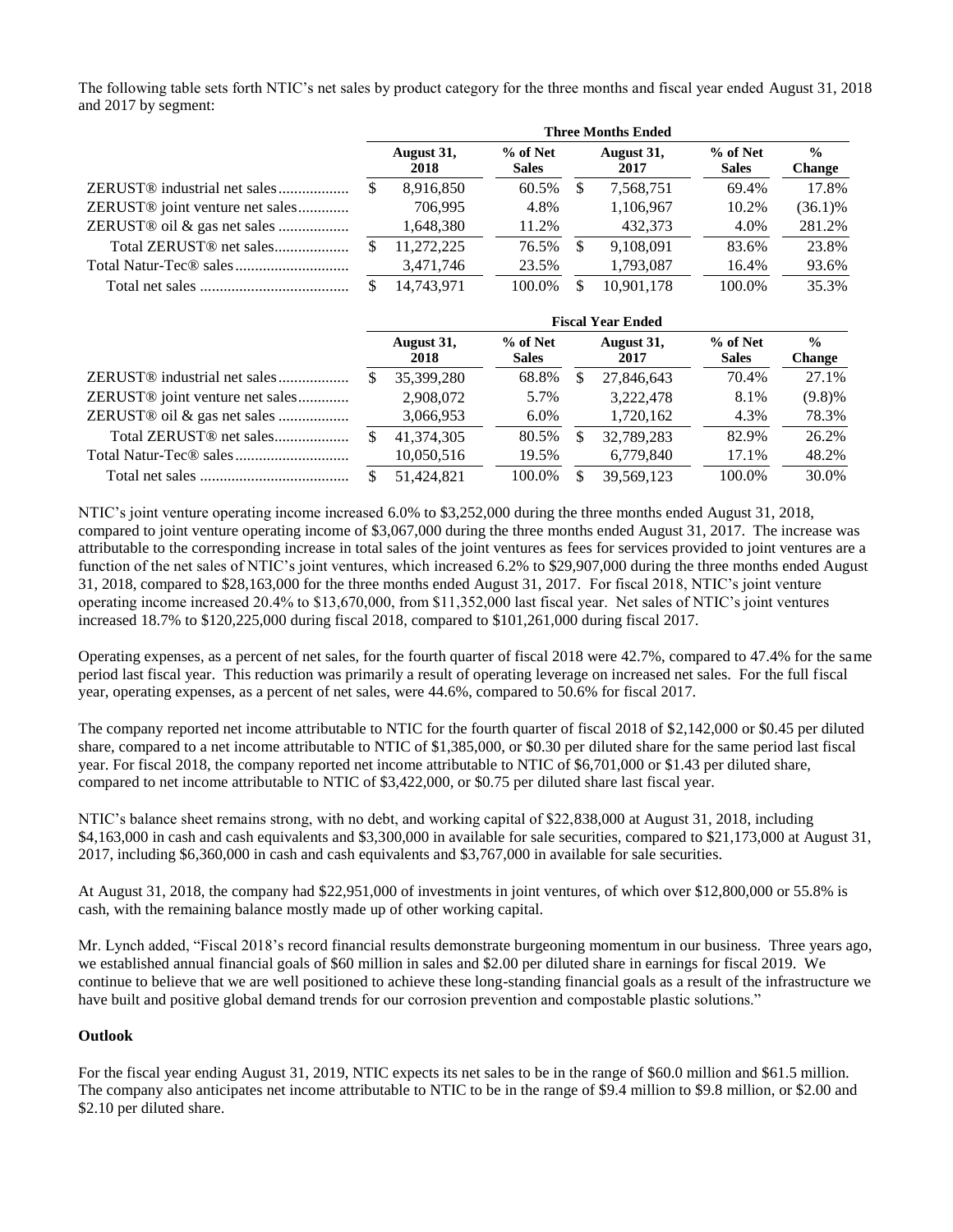The following table sets forth NTIC's net sales by product category for the three months and fiscal year ended August 31, 2018 and 2017 by segment:

| | Three Months Ended | | | | |
|---|---|---|---|---|---|
| | August 31, 2018 | % of Net Sales | August 31, 2017 | % of Net Sales | % Change |
| ZERUST® industrial net sales | $ 8,916,850 | 60.5% | $ 7,568,751 | 69.4% | 17.8% |
| ZERUST® joint venture net sales | 706,995 | 4.8% | 1,106,967 | 10.2% | (36.1)% |
| ZERUST® oil & gas net sales | 1,648,380 | 11.2% | 432,373 | 4.0% | 281.2% |
| Total ZERUST® net sales | $ 11,272,225 | 76.5% | $ 9,108,091 | 83.6% | 23.8% |
| Total Natur-Tec® sales | 3,471,746 | 23.5% | 1,793,087 | 16.4% | 93.6% |
| Total net sales | $ 14,743,971 | 100.0% | $ 10,901,178 | 100.0% | 35.3% |

| | Fiscal Year Ended | | | | |
|---|---|---|---|---|---|
| | August 31, 2018 | % of Net Sales | August 31, 2017 | % of Net Sales | % Change |
| ZERUST® industrial net sales | $ 35,399,280 | 68.8% | $ 27,846,643 | 70.4% | 27.1% |
| ZERUST® joint venture net sales | 2,908,072 | 5.7% | 3,222,478 | 8.1% | (9.8)% |
| ZERUST® oil & gas net sales | 3,066,953 | 6.0% | 1,720,162 | 4.3% | 78.3% |
| Total ZERUST® net sales | $ 41,374,305 | 80.5% | $ 32,789,283 | 82.9% | 26.2% |
| Total Natur-Tec® sales | 10,050,516 | 19.5% | 6,779,840 | 17.1% | 48.2% |
| Total net sales | $ 51,424,821 | 100.0% | $ 39,569,123 | 100.0% | 30.0% |

NTIC's joint venture operating income increased 6.0% to $3,252,000 during the three months ended August 31, 2018, compared to joint venture operating income of $3,067,000 during the three months ended August 31, 2017. The increase was attributable to the corresponding increase in total sales of the joint ventures as fees for services provided to joint ventures are a function of the net sales of NTIC's joint ventures, which increased 6.2% to $29,907,000 during the three months ended August 31, 2018, compared to $28,163,000 for the three months ended August 31, 2017. For fiscal 2018, NTIC's joint venture operating income increased 20.4% to $13,670,000, from $11,352,000 last fiscal year. Net sales of NTIC's joint ventures increased 18.7% to $120,225,000 during fiscal 2018, compared to $101,261,000 during fiscal 2017.

Operating expenses, as a percent of net sales, for the fourth quarter of fiscal 2018 were 42.7%, compared to 47.4% for the same period last fiscal year. This reduction was primarily a result of operating leverage on increased net sales. For the full fiscal year, operating expenses, as a percent of net sales, were 44.6%, compared to 50.6% for fiscal 2017.

The company reported net income attributable to NTIC for the fourth quarter of fiscal 2018 of $2,142,000 or $0.45 per diluted share, compared to a net income attributable to NTIC of $1,385,000, or $0.30 per diluted share for the same period last fiscal year. For fiscal 2018, the company reported net income attributable to NTIC of $6,701,000 or $1.43 per diluted share, compared to net income attributable to NTIC of $3,422,000, or $0.75 per diluted share last fiscal year.

NTIC's balance sheet remains strong, with no debt, and working capital of $22,838,000 at August 31, 2018, including $4,163,000 in cash and cash equivalents and $3,300,000 in available for sale securities, compared to $21,173,000 at August 31, 2017, including $6,360,000 in cash and cash equivalents and $3,767,000 in available for sale securities.

At August 31, 2018, the company had $22,951,000 of investments in joint ventures, of which over $12,800,000 or 55.8% is cash, with the remaining balance mostly made up of other working capital.

Mr. Lynch added, "Fiscal 2018's record financial results demonstrate burgeoning momentum in our business. Three years ago, we established annual financial goals of $60 million in sales and $2.00 per diluted share in earnings for fiscal 2019. We continue to believe that we are well positioned to achieve these long-standing financial goals as a result of the infrastructure we have built and positive global demand trends for our corrosion prevention and compostable plastic solutions."

**Outlook**

For the fiscal year ending August 31, 2019, NTIC expects its net sales to be in the range of $60.0 million and $61.5 million. The company also anticipates net income attributable to NTIC to be in the range of $9.4 million to $9.8 million, or $2.00 and $2.10 per diluted share.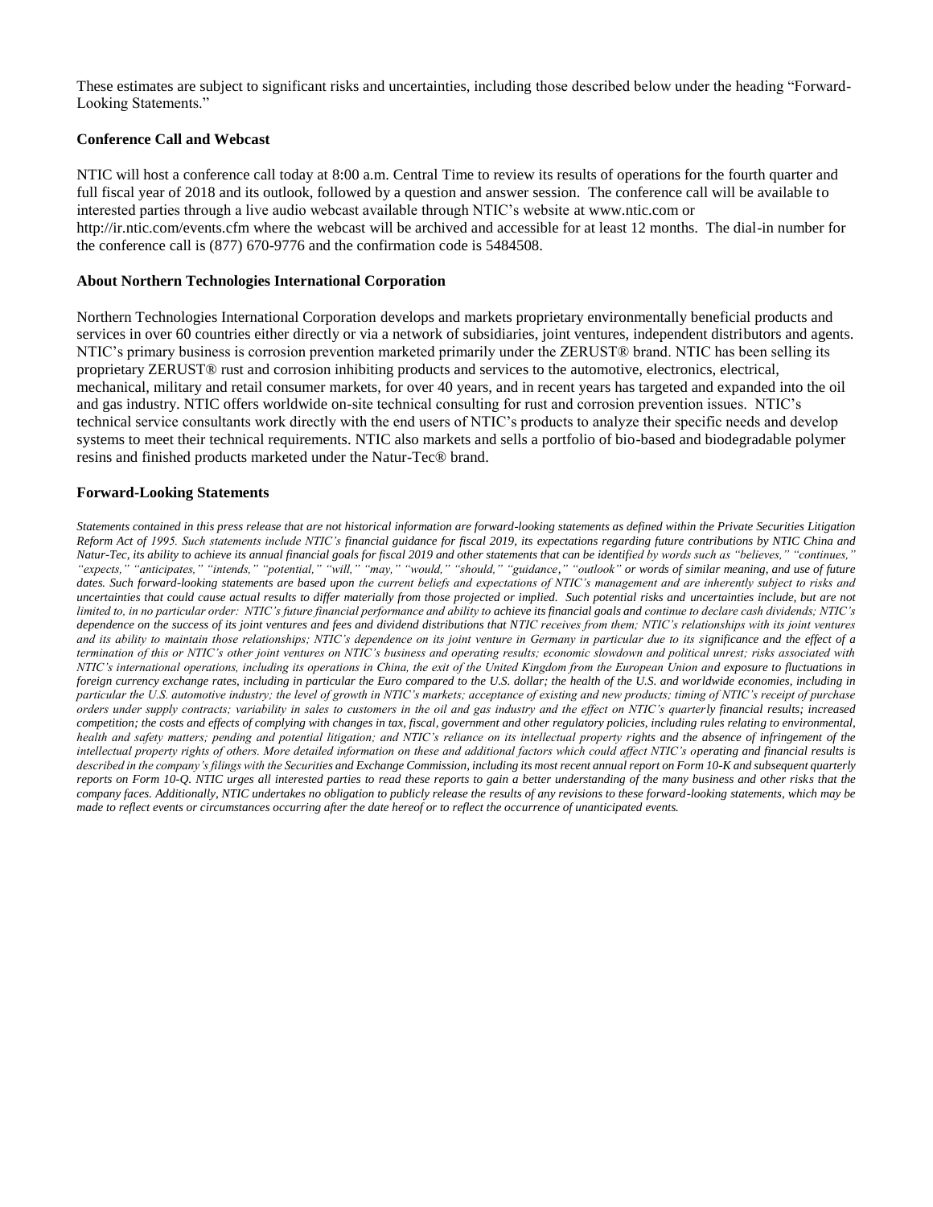These estimates are subject to significant risks and uncertainties, including those described below under the heading "Forward-Looking Statements."

### Conference Call and Webcast

NTIC will host a conference call today at 8:00 a.m. Central Time to review its results of operations for the fourth quarter and full fiscal year of 2018 and its outlook, followed by a question and answer session. The conference call will be available to interested parties through a live audio webcast available through NTIC's website at www.ntic.com or http://ir.ntic.com/events.cfm where the webcast will be archived and accessible for at least 12 months. The dial-in number for the conference call is (877) 670-9776 and the confirmation code is 5484508.

### About Northern Technologies International Corporation

Northern Technologies International Corporation develops and markets proprietary environmentally beneficial products and services in over 60 countries either directly or via a network of subsidiaries, joint ventures, independent distributors and agents. NTIC's primary business is corrosion prevention marketed primarily under the ZERUST® brand. NTIC has been selling its proprietary ZERUST® rust and corrosion inhibiting products and services to the automotive, electronics, electrical, mechanical, military and retail consumer markets, for over 40 years, and in recent years has targeted and expanded into the oil and gas industry. NTIC offers worldwide on-site technical consulting for rust and corrosion prevention issues. NTIC's technical service consultants work directly with the end users of NTIC's products to analyze their specific needs and develop systems to meet their technical requirements. NTIC also markets and sells a portfolio of bio-based and biodegradable polymer resins and finished products marketed under the Natur-Tec® brand.

### Forward-Looking Statements

*Statements contained in this press release that are not historical information are forward-looking statements as defined within the Private Securities Litigation Reform Act of 1995. Such statements include NTIC's financial guidance for fiscal 2019, its expectations regarding future contributions by NTIC China and Natur-Tec, its ability to achieve its annual financial goals for fiscal 2019 and other statements that can be identified by words such as "believes," "continues," "expects," "anticipates," "intends," "potential," "will," "may," "would," "should," "guidance," "outlook" or words of similar meaning, and use of future dates. Such forward-looking statements are based upon the current beliefs and expectations of NTIC's management and are inherently subject to risks and uncertainties that could cause actual results to differ materially from those projected or implied. Such potential risks and uncertainties include, but are not limited to, in no particular order: NTIC's future financial performance and ability to achieve its financial goals and continue to declare cash dividends; NTIC's dependence on the success of its joint ventures and fees and dividend distributions that NTIC receives from them; NTIC's relationships with its joint ventures and its ability to maintain those relationships; NTIC's dependence on its joint venture in Germany in particular due to its significance and the effect of a termination of this or NTIC's other joint ventures on NTIC's business and operating results; economic slowdown and political unrest; risks associated with NTIC's international operations, including its operations in China, the exit of the United Kingdom from the European Union and exposure to fluctuations in foreign currency exchange rates, including in particular the Euro compared to the U.S. dollar; the health of the U.S. and worldwide economies, including in particular the U.S. automotive industry; the level of growth in NTIC's markets; acceptance of existing and new products; timing of NTIC's receipt of purchase orders under supply contracts; variability in sales to customers in the oil and gas industry and the effect on NTIC's quarterly financial results; increased competition; the costs and effects of complying with changes in tax, fiscal, government and other regulatory policies, including rules relating to environmental, health and safety matters; pending and potential litigation; and NTIC's reliance on its intellectual property rights and the absence of infringement of the intellectual property rights of others. More detailed information on these and additional factors which could affect NTIC's operating and financial results is described in the company's filings with the Securities and Exchange Commission, including its most recent annual report on Form 10-K and subsequent quarterly reports on Form 10-Q. NTIC urges all interested parties to read these reports to gain a better understanding of the many business and other risks that the company faces. Additionally, NTIC undertakes no obligation to publicly release the results of any revisions to these forward-looking statements, which may be made to reflect events or circumstances occurring after the date hereof or to reflect the occurrence of unanticipated events.*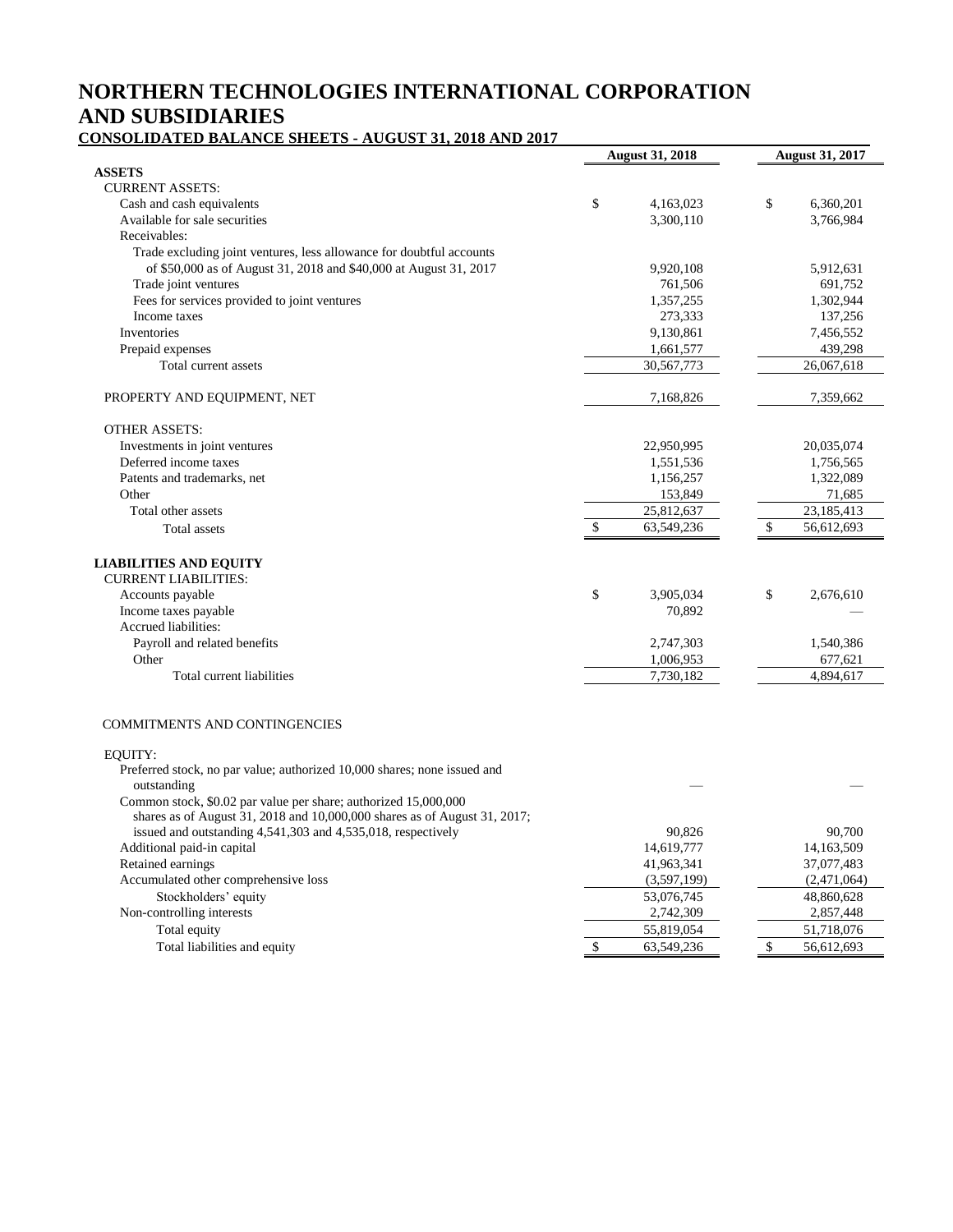# NORTHERN TECHNOLOGIES INTERNATIONAL CORPORATION AND SUBSIDIARIES

**CONSOLIDATED BALANCE SHEETS - AUGUST 31, 2018 AND 2017**

| | August 31, 2018 | August 31, 2017 |
|---|---|---|
| **ASSETS** | | |
| CURRENT ASSETS: | | |
| Cash and cash equivalents | $ 4,163,023 | $ 6,360,201 |
| Available for sale securities | 3,300,110 | 3,766,984 |
| Receivables: | | |
| Trade excluding joint ventures, less allowance for doubtful accounts of $50,000 as of August 31, 2018 and $40,000 at August 31, 2017 | 9,920,108 | 5,912,631 |
| Trade joint ventures | 761,506 | 691,752 |
| Fees for services provided to joint ventures | 1,357,255 | 1,302,944 |
| Income taxes | 273,333 | 137,256 |
| Inventories | 9,130,861 | 7,456,552 |
| Prepaid expenses | 1,661,577 | 439,298 |
| Total current assets | 30,567,773 | 26,067,618 |
| | | |
| PROPERTY AND EQUIPMENT, NET | 7,168,826 | 7,359,662 |
| | | |
| OTHER ASSETS: | | |
| Investments in joint ventures | 22,950,995 | 20,035,074 |
| Deferred income taxes | 1,551,536 | 1,756,565 |
| Patents and trademarks, net | 1,156,257 | 1,322,089 |
| Other | 153,849 | 71,685 |
| Total other assets | 25,812,637 | 23,185,413 |
| Total assets | $ 63,549,236 | $ 56,612,693 |
| | | |
| **LIABILITIES AND EQUITY** | | |
| CURRENT LIABILITIES: | | |
| Accounts payable | $ 3,905,034 | $ 2,676,610 |
| Income taxes payable | 70,892 | — |
| Accrued liabilities: | | |
| Payroll and related benefits | 2,747,303 | 1,540,386 |
| Other | 1,006,953 | 677,621 |
| Total current liabilities | 7,730,182 | 4,894,617 |
| | | |
| COMMITMENTS AND CONTINGENCIES | | |
| | | |
| EQUITY: | | |
| Preferred stock, no par value; authorized 10,000 shares; none issued and outstanding | — | — |
| Common stock, $0.02 par value per share; authorized 15,000,000 shares as of August 31, 2018 and 10,000,000 shares as of August 31, 2017; issued and outstanding 4,541,303 and 4,535,018, respectively | 90,826 | 90,700 |
| Additional paid-in capital | 14,619,777 | 14,163,509 |
| Retained earnings | 41,963,341 | 37,077,483 |
| Accumulated other comprehensive loss | (3,597,199) | (2,471,064) |
| Stockholders' equity | 53,076,745 | 48,860,628 |
| Non-controlling interests | 2,742,309 | 2,857,448 |
| Total equity | 55,819,054 | 51,718,076 |
| Total liabilities and equity | $ 63,549,236 | $ 56,612,693 |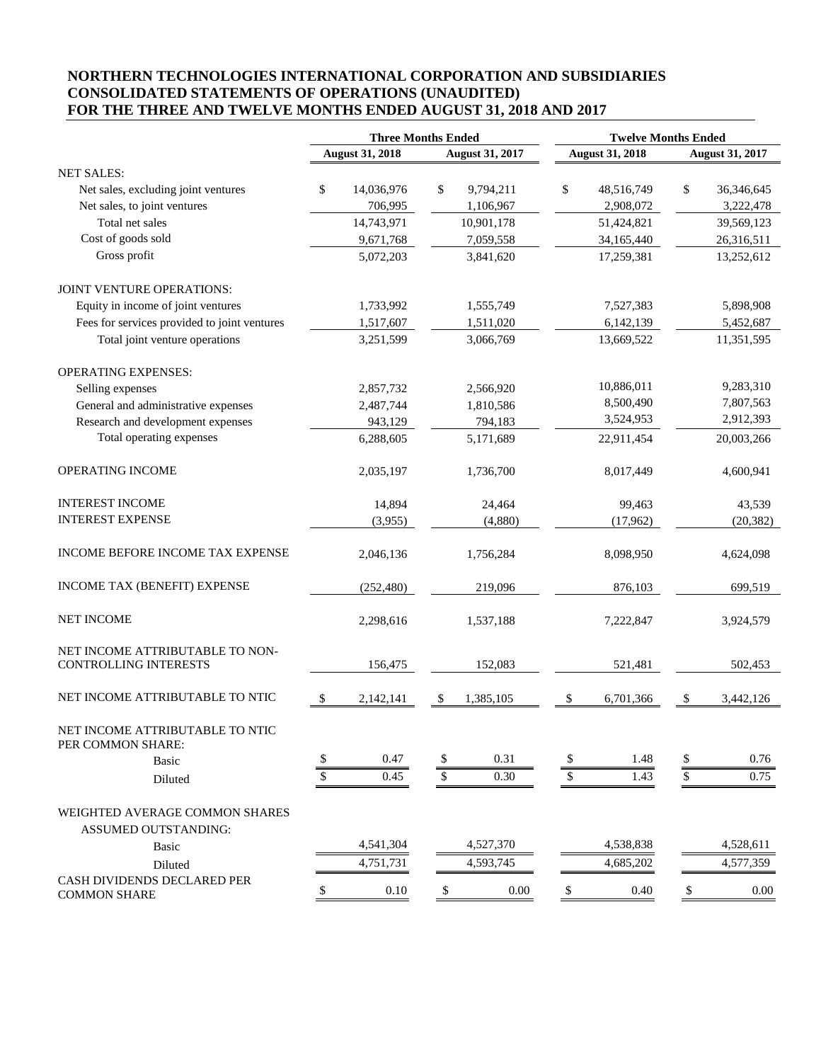**NORTHERN TECHNOLOGIES INTERNATIONAL CORPORATION AND SUBSIDIARIES**
**CONSOLIDATED STATEMENTS OF OPERATIONS (UNAUDITED)**
**FOR THE THREE AND TWELVE MONTHS ENDED AUGUST 31, 2018 AND 2017**

| | Three Months Ended | | Twelve Months Ended | |
|---|---|---|---|---|
| | August 31, 2018 | August 31, 2017 | August 31, 2018 | August 31, 2017 |
| NET SALES: | | | | |
| Net sales, excluding joint ventures | $ 14,036,976 | $ 9,794,211 | $ 48,516,749 | $ 36,346,645 |
| Net sales, to joint ventures | 706,995 | 1,106,967 | 2,908,072 | 3,222,478 |
| Total net sales | 14,743,971 | 10,901,178 | 51,424,821 | 39,569,123 |
| Cost of goods sold | 9,671,768 | 7,059,558 | 34,165,440 | 26,316,511 |
| Gross profit | 5,072,203 | 3,841,620 | 17,259,381 | 13,252,612 |
| JOINT VENTURE OPERATIONS: | | | | |
| Equity in income of joint ventures | 1,733,992 | 1,555,749 | 7,527,383 | 5,898,908 |
| Fees for services provided to joint ventures | 1,517,607 | 1,511,020 | 6,142,139 | 5,452,687 |
| Total joint venture operations | 3,251,599 | 3,066,769 | 13,669,522 | 11,351,595 |
| OPERATING EXPENSES: | | | | |
| Selling expenses | 2,857,732 | 2,566,920 | 10,886,011 | 9,283,310 |
| General and administrative expenses | 2,487,744 | 1,810,586 | 8,500,490 | 7,807,563 |
| Research and development expenses | 943,129 | 794,183 | 3,524,953 | 2,912,393 |
| Total operating expenses | 6,288,605 | 5,171,689 | 22,911,454 | 20,003,266 |
| OPERATING INCOME | 2,035,197 | 1,736,700 | 8,017,449 | 4,600,941 |
| INTEREST INCOME | 14,894 | 24,464 | 99,463 | 43,539 |
| INTEREST EXPENSE | (3,955) | (4,880) | (17,962) | (20,382) |
| INCOME BEFORE INCOME TAX EXPENSE | 2,046,136 | 1,756,284 | 8,098,950 | 4,624,098 |
| INCOME TAX (BENEFIT) EXPENSE | (252,480) | 219,096 | 876,103 | 699,519 |
| NET INCOME | 2,298,616 | 1,537,188 | 7,222,847 | 3,924,579 |
| NET INCOME ATTRIBUTABLE TO NON-CONTROLLING INTERESTS | 156,475 | 152,083 | 521,481 | 502,453 |
| NET INCOME ATTRIBUTABLE TO NTIC | $ 2,142,141 | $ 1,385,105 | $ 6,701,366 | $ 3,442,126 |
| NET INCOME ATTRIBUTABLE TO NTIC PER COMMON SHARE: | | | | |
| Basic | $ 0.47 | $ 0.31 | $ 1.48 | $ 0.76 |
| Diluted | $ 0.45 | $ 0.30 | $ 1.43 | $ 0.75 |
| WEIGHTED AVERAGE COMMON SHARES ASSUMED OUTSTANDING: | | | | |
| Basic | 4,541,304 | 4,527,370 | 4,538,838 | 4,528,611 |
| Diluted | 4,751,731 | 4,593,745 | 4,685,202 | 4,577,359 |
| CASH DIVIDENDS DECLARED PER COMMON SHARE | $ 0.10 | $ 0.00 | $ 0.40 | $ 0.00 |